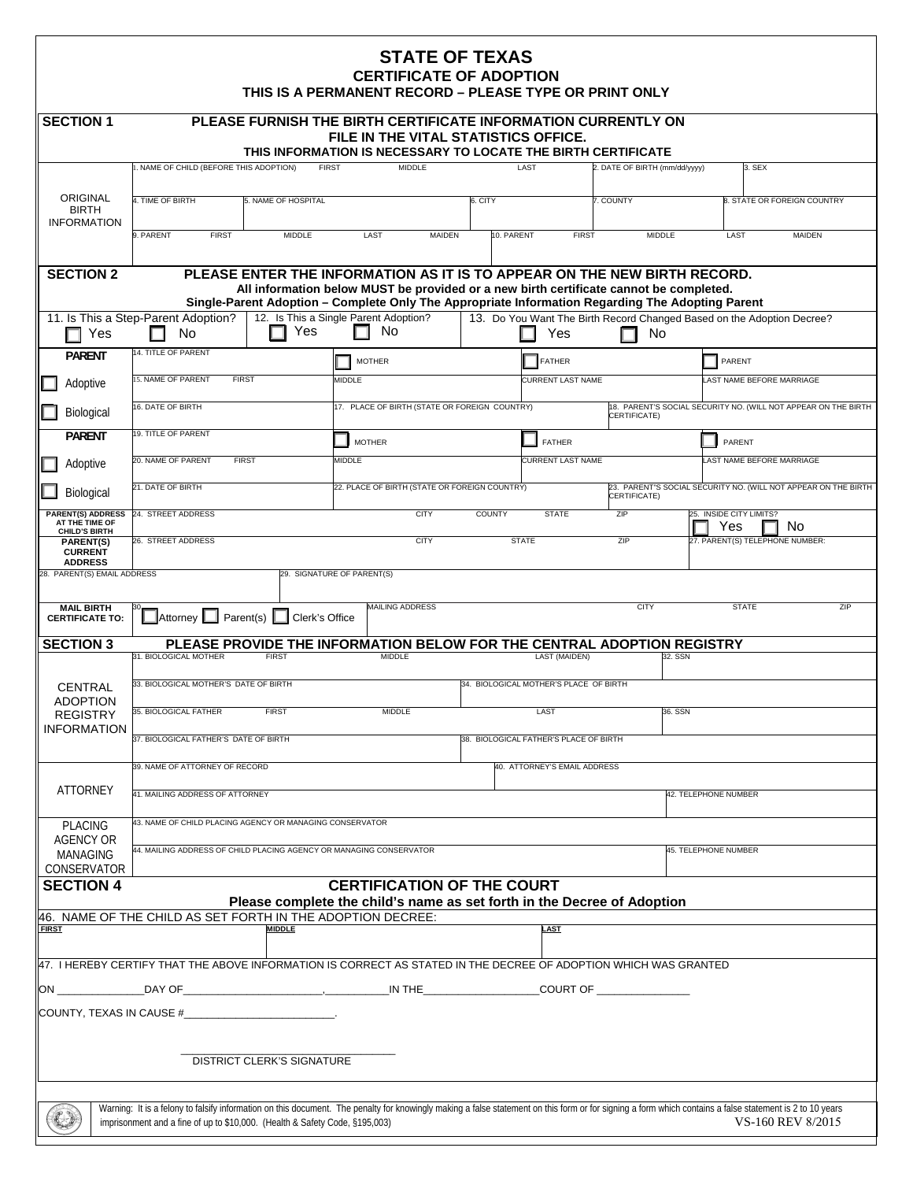# STATE OF TEXAS

## CERTIFICATE OF ADOPTION

**THIS IS A PERMANENT RECORD – PLEASE TYPE OR PRINT ONLY**

## SECTION 1 — PLEASE FURNISH THE BIRTH CERTIFICATE INFORMATION CURRENTLY ON FILE IN THE VITAL STATISTICS OFFICE.

**THIS INFORMATION IS NECESSARY TO LOCATE THE BIRTH CERTIFICATE**

| ORIGINAL BIRTH INFORMATION | | | | |
|---|---|---|---|---|
| 1. NAME OF CHILD (BEFORE THIS ADOPTION) FIRST / MIDDLE / LAST | | 2. DATE OF BIRTH (mm/dd/yyyy) | 3. SEX | |
| 4. TIME OF BIRTH | 5. NAME OF HOSPITAL | 6. CITY | 7. COUNTY | 8. STATE OR FOREIGN COUNTRY |
| 9. PARENT FIRST / MIDDLE / LAST / MAIDEN | | 10. PARENT FIRST / MIDDLE / LAST / MAIDEN | | |

## SECTION 2 — PLEASE ENTER THE INFORMATION AS IT IS TO APPEAR ON THE NEW BIRTH RECORD.

**All information below MUST be provided or a new birth certificate cannot be completed.**

**Single-Parent Adoption – Complete Only The Appropriate Information Regarding The Adopting Parent**

| 11. Is This a Step-Parent Adoption? | 12. Is This a Single Parent Adoption? | 13. Do You Want The Birth Record Changed Based on the Adoption Decree? |
|---|---|---|
| ☐ Yes ☐ No | ☐ Yes ☐ No | ☐ Yes ☐ No |

| **PARENT** | 14. TITLE OF PARENT | ☐ MOTHER | ☐ FATHER | ☐ PARENT |
|---|---|---|---|---|
| ☐ Adoptive | 15. NAME OF PARENT FIRST | MIDDLE | CURRENT LAST NAME | LAST NAME BEFORE MARRIAGE |
| ☐ Biological | 16. DATE OF BIRTH | 17. PLACE OF BIRTH (STATE OR FOREIGN COUNTRY) | | 18. PARENT'S SOCIAL SECURITY NO. (WILL NOT APPEAR ON THE BIRTH CERTIFICATE) |
| **PARENT** | 19. TITLE OF PARENT | ☐ MOTHER | ☐ FATHER | ☐ PARENT |
| ☐ Adoptive | 20. NAME OF PARENT FIRST | MIDDLE | CURRENT LAST NAME | LAST NAME BEFORE MARRIAGE |
| ☐ Biological | 21. DATE OF BIRTH | 22. PLACE OF BIRTH (STATE OR FOREIGN COUNTRY) | | 23. PARENT'S SOCIAL SECURITY NO. (WILL NOT APPEAR ON THE BIRTH CERTIFICATE) |
| **PARENT(S) ADDRESS AT THE TIME OF CHILD'S BIRTH** | 24. STREET ADDRESS | CITY / COUNTY | STATE / ZIP | 25. INSIDE CITY LIMITS? ☐ Yes ☐ No |
| **PARENT(S) CURRENT ADDRESS** | 26. STREET ADDRESS | CITY | STATE / ZIP | 27. PARENT(S) TELEPHONE NUMBER: |
| 28. PARENT(S) EMAIL ADDRESS | | 29. SIGNATURE OF PARENT(S) | | |
| **MAIL BIRTH CERTIFICATE TO:** | 30. ☐ Attorney ☐ Parent(s) ☐ Clerk's Office | MAILING ADDRESS | CITY | STATE / ZIP |

## SECTION 3 — PLEASE PROVIDE THE INFORMATION BELOW FOR THE CENTRAL ADOPTION REGISTRY

| CENTRAL ADOPTION REGISTRY INFORMATION | | |
|---|---|---|
| 31. BIOLOGICAL MOTHER FIRST / MIDDLE / LAST (MAIDEN) | | 32. SSN |
| 33. BIOLOGICAL MOTHER'S DATE OF BIRTH | 34. BIOLOGICAL MOTHER'S PLACE OF BIRTH | |
| 35. BIOLOGICAL FATHER FIRST / MIDDLE / LAST | | 36. SSN |
| 37. BIOLOGICAL FATHER'S DATE OF BIRTH | 38. BIOLOGICAL FATHER'S PLACE OF BIRTH | |

| ATTORNEY | |
|---|---|
| 39. NAME OF ATTORNEY OF RECORD | 40. ATTORNEY'S EMAIL ADDRESS |
| 41. MAILING ADDRESS OF ATTORNEY | 42. TELEPHONE NUMBER |

| PLACING AGENCY OR MANAGING CONSERVATOR | |
|---|---|
| 43. NAME OF CHILD PLACING AGENCY OR MANAGING CONSERVATOR | |
| 44. MAILING ADDRESS OF CHILD PLACING AGENCY OR MANAGING CONSERVATOR | 45. TELEPHONE NUMBER |

## SECTION 4 — CERTIFICATION OF THE COURT

**Please complete the child's name as set forth in the Decree of Adoption**

46. NAME OF THE CHILD AS SET FORTH IN THE ADOPTION DECREE:

| FIRST | MIDDLE | LAST |
|---|---|---|
| | | |

47. I HEREBY CERTIFY THAT THE ABOVE INFORMATION IS CORRECT AS STATED IN THE DECREE OF ADOPTION WHICH WAS GRANTED

ON ______________DAY OF_______________________,__________IN THE__________________COURT OF _______________

COUNTY, TEXAS IN CAUSE #________________________.

___________________________________
DISTRICT CLERK'S SIGNATURE

Warning: It is a felony to falsify information on this document. The penalty for knowingly making a false statement on this form or for signing a form which contains a false statement is 2 to 10 years imprisonment and a fine of up to $10,000. (Health & Safety Code, §195,003)

VS-160 REV 8/2015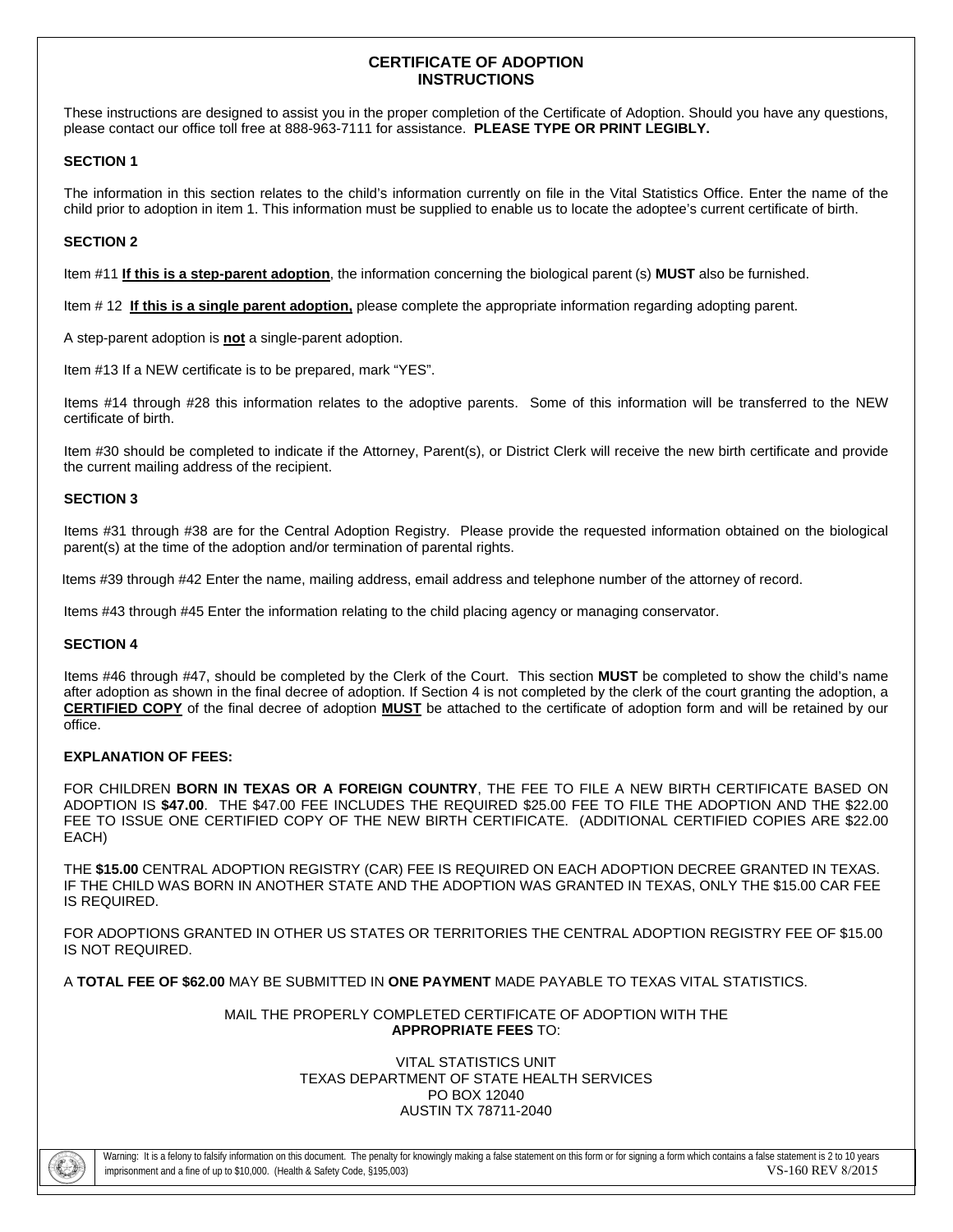# CERTIFICATE OF ADOPTION INSTRUCTIONS

These instructions are designed to assist you in the proper completion of the Certificate of Adoption. Should you have any questions, please contact our office toll free at 888-963-7111 for assistance. **PLEASE TYPE OR PRINT LEGIBLY.**

## SECTION 1

The information in this section relates to the child's information currently on file in the Vital Statistics Office. Enter the name of the child prior to adoption in item 1. This information must be supplied to enable us to locate the adoptee's current certificate of birth.

## SECTION 2

Item #11 **<u>If this is a step-parent adoption</u>**, the information concerning the biological parent (s) **MUST** also be furnished.

Item # 12 **<u>If this is a single parent adoption,</u>** please complete the appropriate information regarding adopting parent.

A step-parent adoption is **<u>not</u>** a single-parent adoption.

Item #13 If a NEW certificate is to be prepared, mark "YES".

Items #14 through #28 this information relates to the adoptive parents. Some of this information will be transferred to the NEW certificate of birth.

Item #30 should be completed to indicate if the Attorney, Parent(s), or District Clerk will receive the new birth certificate and provide the current mailing address of the recipient.

## SECTION 3

Items #31 through #38 are for the Central Adoption Registry. Please provide the requested information obtained on the biological parent(s) at the time of the adoption and/or termination of parental rights.

Items #39 through #42 Enter the name, mailing address, email address and telephone number of the attorney of record.

Items #43 through #45 Enter the information relating to the child placing agency or managing conservator.

## SECTION 4

Items #46 through #47, should be completed by the Clerk of the Court. This section **MUST** be completed to show the child's name after adoption as shown in the final decree of adoption. If Section 4 is not completed by the clerk of the court granting the adoption, a **<u>CERTIFIED COPY</u>** of the final decree of adoption **<u>MUST</u>** be attached to the certificate of adoption form and will be retained by our office.

## EXPLANATION OF FEES:

FOR CHILDREN **BORN IN TEXAS OR A FOREIGN COUNTRY**, THE FEE TO FILE A NEW BIRTH CERTIFICATE BASED ON ADOPTION IS **$47.00**. THE $47.00 FEE INCLUDES THE REQUIRED $25.00 FEE TO FILE THE ADOPTION AND THE $22.00 FEE TO ISSUE ONE CERTIFIED COPY OF THE NEW BIRTH CERTIFICATE. (ADDITIONAL CERTIFIED COPIES ARE $22.00 EACH)

THE **$15.00** CENTRAL ADOPTION REGISTRY (CAR) FEE IS REQUIRED ON EACH ADOPTION DECREE GRANTED IN TEXAS. IF THE CHILD WAS BORN IN ANOTHER STATE AND THE ADOPTION WAS GRANTED IN TEXAS, ONLY THE $15.00 CAR FEE IS REQUIRED.

FOR ADOPTIONS GRANTED IN OTHER US STATES OR TERRITORIES THE CENTRAL ADOPTION REGISTRY FEE OF $15.00 IS NOT REQUIRED.

A **TOTAL FEE OF $62.00** MAY BE SUBMITTED IN **ONE PAYMENT** MADE PAYABLE TO TEXAS VITAL STATISTICS.

MAIL THE PROPERLY COMPLETED CERTIFICATE OF ADOPTION WITH THE **APPROPRIATE FEES** TO:

VITAL STATISTICS UNIT
TEXAS DEPARTMENT OF STATE HEALTH SERVICES
PO BOX 12040
AUSTIN TX 78711-2040

Warning: It is a felony to falsify information on this document. The penalty for knowingly making a false statement on this form or for signing a form which contains a false statement is 2 to 10 years imprisonment and a fine of up to $10,000. (Health & Safety Code, §195,003) VS-160 REV 8/2015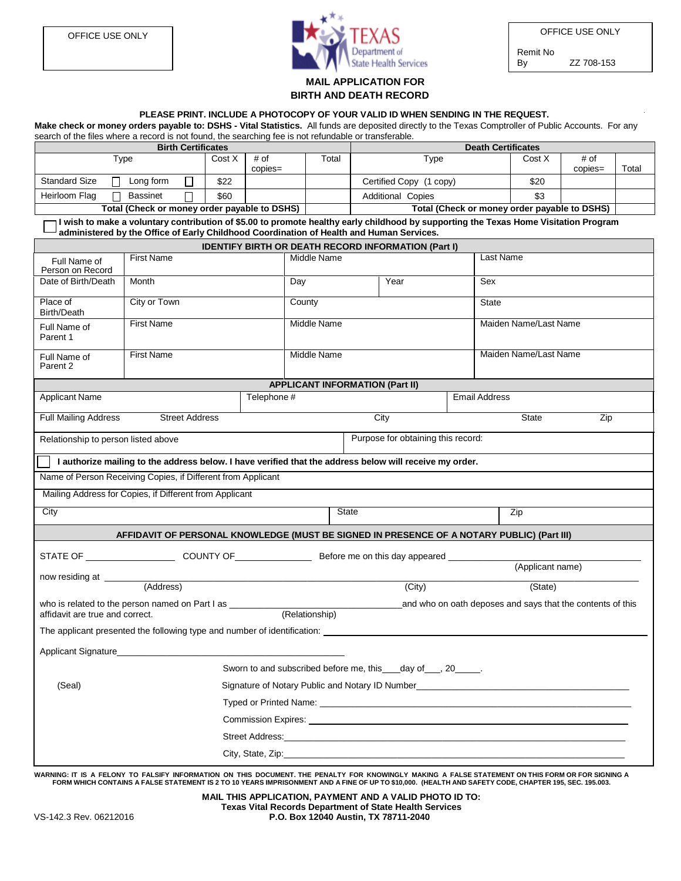OFFICE USE ONLY

OFFICE USE ONLY

Remit No

By ZZ 708-153

## MAIL APPLICATION FOR BIRTH AND DEATH RECORD

**PLEASE PRINT. INCLUDE A PHOTOCOPY OF YOUR VALID ID WHEN SENDING IN THE REQUEST.**

**Make check or money orders payable to: DSHS - Vital Statistics.** All funds are deposited directly to the Texas Comptroller of Public Accounts. For any search of the files when a record is not found, the searching fee is not refundable or transferable.

| Birth Certificates | | | | | Death Certificates | | | |
|---|---|---|---|---|---|---|---|---|
| Type | | Cost X | # of copies= | Total | Type | Cost X | # of copies= | Total |
| Standard Size ☐ | Long form ☐ | $22 | | | Certified Copy (1 copy) | $20 | | |
| Heirloom Flag ☐ | Bassinet ☐ | $60 | | | Additional Copies | $3 | | |
| **Total (Check or money order payable to DSHS)** | | | | | **Total (Check or money order payable to DSHS)** | | | |

☐ **I wish to make a voluntary contribution of $5.00 to promote healthy early childhood by supporting the Texas Home Visitation Program administered by the Office of Early Childhood Coordination of Health and Human Services.**

**IDENTIFY BIRTH OR DEATH RECORD INFORMATION (Part I)**

| | | | | |
|---|---|---|---|---|
| Full Name of Person on Record | First Name | Middle Name | | Last Name |
| Date of Birth/Death | Month | Day | Year | Sex |
| Place of Birth/Death | City or Town | County | | State |
| Full Name of Parent 1 | First Name | Middle Name | | Maiden Name/Last Name |
| Full Name of Parent 2 | First Name | Middle Name | | Maiden Name/Last Name |

**APPLICANT INFORMATION (Part II)**

| | | | | |
|---|---|---|---|---|
| Applicant Name | Telephone # | | Email Address | |
| Full Mailing Address | Street Address | City | State | Zip |
| Relationship to person listed above | | Purpose for obtaining this record: | | |

☐ **I authorize mailing to the address below. I have verified that the address below will receive my order.**

Name of Person Receiving Copies, if Different from Applicant

Mailing Address for Copies, if Different from Applicant

City | State | Zip

**AFFIDAVIT OF PERSONAL KNOWLEDGE (MUST BE SIGNED IN PRESENCE OF A NOTARY PUBLIC) (Part III)**

STATE OF ________________ COUNTY OF______________ Before me on this day appeared ______________________________ (Applicant name)

now residing at ______________________________________________________________________
(Address) (City) (State)

who is related to the person named on Part I as ______________________________and who on oath deposes and says that the contents of this affidavit are true and correct. (Relationship)

The applicant presented the following type and number of identification: ______________________________

Applicant Signature______________________________________

Sworn to and subscribed before me, this___day of___, 20_____.

(Seal) Signature of Notary Public and Notary ID Number______________________________

Typed or Printed Name: ______________________________

Commission Expires: ______________________________

Street Address:______________________________

City, State, Zip:______________________________

**WARNING: IT IS A FELONY TO FALSIFY INFORMATION ON THIS DOCUMENT. THE PENALTY FOR KNOWINGLY MAKING A FALSE STATEMENT ON THIS FORM OR FOR SIGNING A FORM WHICH CONTAINS A FALSE STATEMENT IS 2 TO 10 YEARS IMPRISONMENT AND A FINE OF UP TO $10,000. (HEALTH AND SAFETY CODE, CHAPTER 195, SEC. 195.003.**

**MAIL THIS APPLICATION, PAYMENT AND A VALID PHOTO ID TO:**
**Texas Vital Records Department of State Health Services**
**P.O. Box 12040 Austin, TX 78711-2040**

VS-142.3 Rev. 06212016